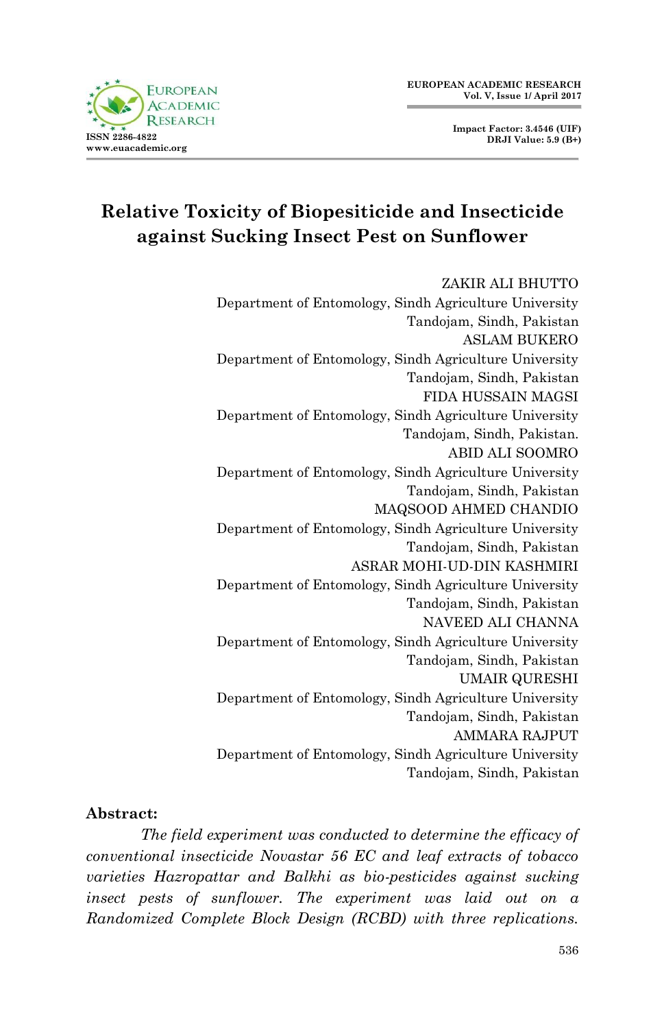# Relative Toxicity of Biopesiticide and Insecticide against Sucking Insect Pest on Sunflower

ZAKIR ALI BHUTTO
Department of Entomology, Sindh Agriculture University
Tandojam, Sindh, Pakistan

ASLAM BUKERO
Department of Entomology, Sindh Agriculture University
Tandojam, Sindh, Pakistan

FIDA HUSSAIN MAGSI
Department of Entomology, Sindh Agriculture University
Tandojam, Sindh, Pakistan.

ABID ALI SOOMRO
Department of Entomology, Sindh Agriculture University
Tandojam, Sindh, Pakistan

MAQSOOD AHMED CHANDIO
Department of Entomology, Sindh Agriculture University
Tandojam, Sindh, Pakistan

ASRAR MOHI-UD-DIN KASHMIRI
Department of Entomology, Sindh Agriculture University
Tandojam, Sindh, Pakistan

NAVEED ALI CHANNA
Department of Entomology, Sindh Agriculture University
Tandojam, Sindh, Pakistan

UMAIR QURESHI
Department of Entomology, Sindh Agriculture University
Tandojam, Sindh, Pakistan

AMMARA RAJPUT
Department of Entomology, Sindh Agriculture University
Tandojam, Sindh, Pakistan

**Abstract:**

*The field experiment was conducted to determine the efficacy of conventional insecticide Novastar 56 EC and leaf extracts of tobacco varieties Hazropattar and Balkhi as bio-pesticides against sucking insect pests of sunflower. The experiment was laid out on a Randomized Complete Block Design (RCBD) with three replications.*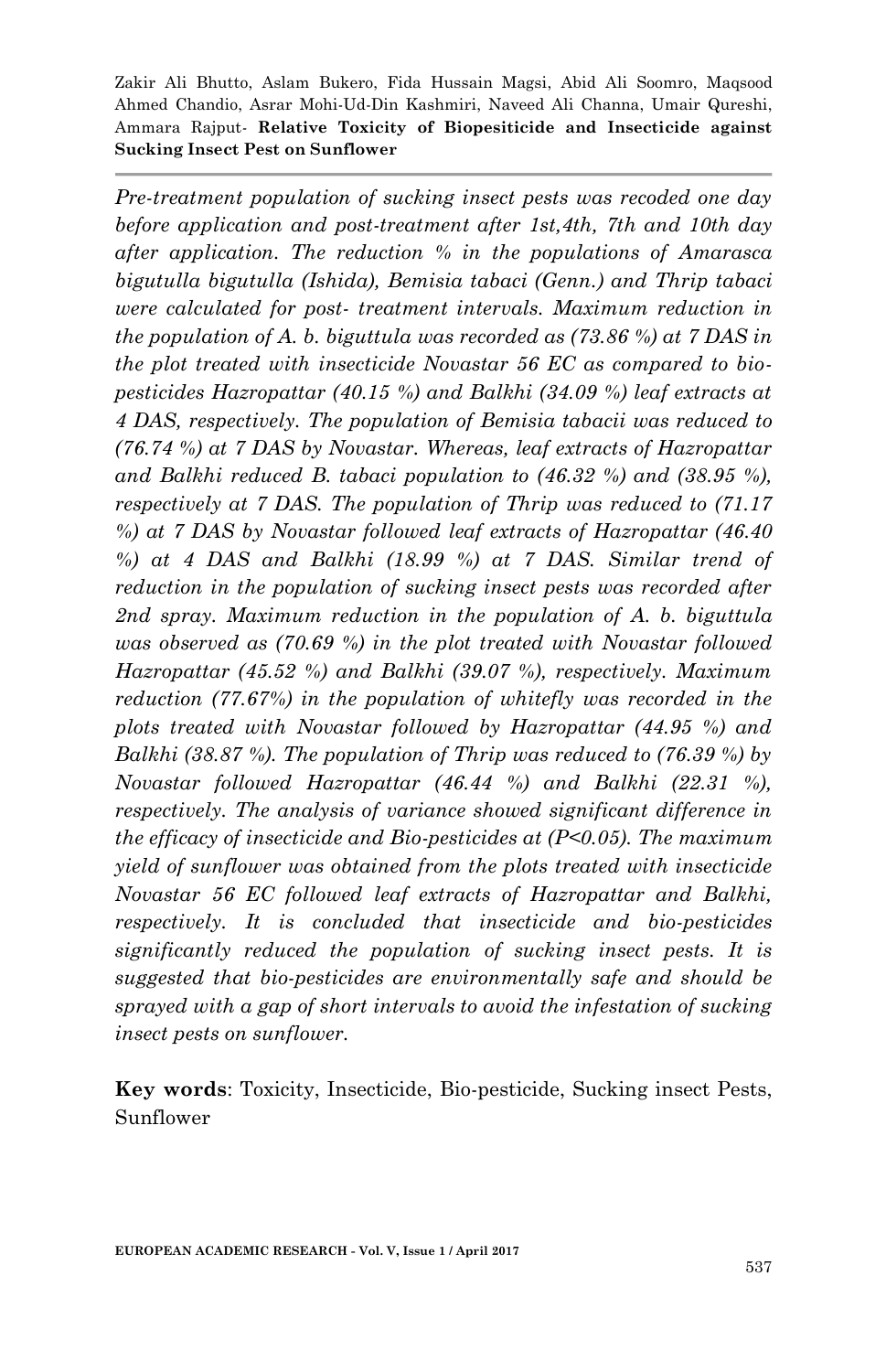*Pre-treatment population of sucking insect pests was recoded one day before application and post-treatment after 1st,4th, 7th and 10th day after application. The reduction % in the populations of Amarasca bigutulla bigutulla (Ishida), Bemisia tabaci (Genn.) and Thrip tabaci were calculated for post- treatment intervals. Maximum reduction in the population of A. b. biguttula was recorded as (73.86 %) at 7 DAS in the plot treated with insecticide Novastar 56 EC as compared to bio-pesticides Hazropattar (40.15 %) and Balkhi (34.09 %) leaf extracts at 4 DAS, respectively. The population of Bemisia tabacii was reduced to (76.74 %) at 7 DAS by Novastar. Whereas, leaf extracts of Hazropattar and Balkhi reduced B. tabaci population to (46.32 %) and (38.95 %), respectively at 7 DAS. The population of Thrip was reduced to (71.17 %) at 7 DAS by Novastar followed leaf extracts of Hazropattar (46.40 %) at 4 DAS and Balkhi (18.99 %) at 7 DAS. Similar trend of reduction in the population of sucking insect pests was recorded after 2nd spray. Maximum reduction in the population of A. b. biguttula was observed as (70.69 %) in the plot treated with Novastar followed Hazropattar (45.52 %) and Balkhi (39.07 %), respectively. Maximum reduction (77.67%) in the population of whitefly was recorded in the plots treated with Novastar followed by Hazropattar (44.95 %) and Balkhi (38.87 %). The population of Thrip was reduced to (76.39 %) by Novastar followed Hazropattar (46.44 %) and Balkhi (22.31 %), respectively. The analysis of variance showed significant difference in the efficacy of insecticide and Bio-pesticides at ($P<0.05$). The maximum yield of sunflower was obtained from the plots treated with insecticide Novastar 56 EC followed leaf extracts of Hazropattar and Balkhi, respectively. It is concluded that insecticide and bio-pesticides significantly reduced the population of sucking insect pests. It is suggested that bio-pesticides are environmentally safe and should be sprayed with a gap of short intervals to avoid the infestation of sucking insect pests on sunflower.*

**Key words**: Toxicity, Insecticide, Bio-pesticide, Sucking insect Pests, Sunflower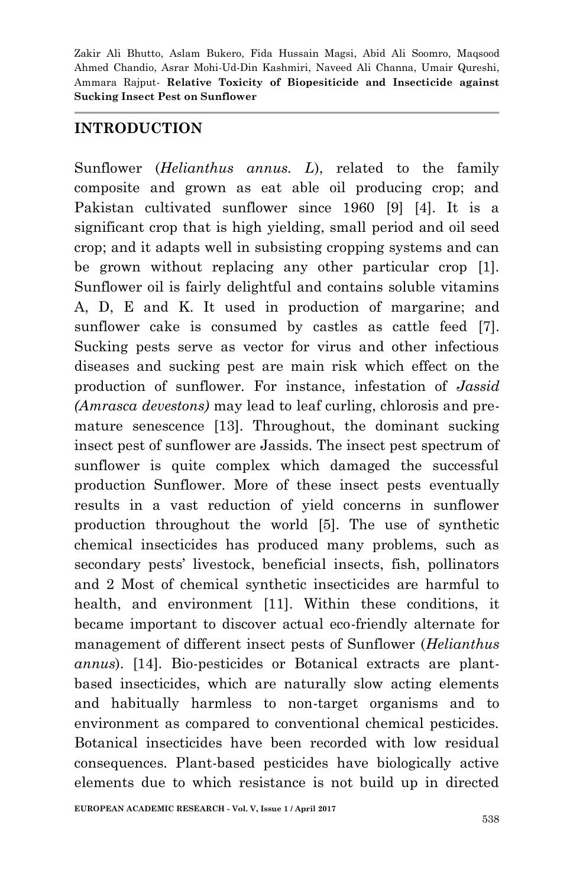## INTRODUCTION

Sunflower (*Helianthus annus. L*), related to the family composite and grown as eat able oil producing crop; and Pakistan cultivated sunflower since 1960 [9] [4]. It is a significant crop that is high yielding, small period and oil seed crop; and it adapts well in subsisting cropping systems and can be grown without replacing any other particular crop [1]. Sunflower oil is fairly delightful and contains soluble vitamins A, D, E and K. It used in production of margarine; and sunflower cake is consumed by castles as cattle feed [7]. Sucking pests serve as vector for virus and other infectious diseases and sucking pest are main risk which effect on the production of sunflower. For instance, infestation of *Jassid (Amrasca devestons)* may lead to leaf curling, chlorosis and pre-mature senescence [13]. Throughout, the dominant sucking insect pest of sunflower are Jassids. The insect pest spectrum of sunflower is quite complex which damaged the successful production Sunflower. More of these insect pests eventually results in a vast reduction of yield concerns in sunflower production throughout the world [5]. The use of synthetic chemical insecticides has produced many problems, such as secondary pests' livestock, beneficial insects, fish, pollinators and 2 Most of chemical synthetic insecticides are harmful to health, and environment [11]. Within these conditions, it became important to discover actual eco-friendly alternate for management of different insect pests of Sunflower (*Helianthus annus*). [14]. Bio-pesticides or Botanical extracts are plant-based insecticides, which are naturally slow acting elements and habitually harmless to non-target organisms and to environment as compared to conventional chemical pesticides. Botanical insecticides have been recorded with low residual consequences. Plant-based pesticides have biologically active elements due to which resistance is not build up in directed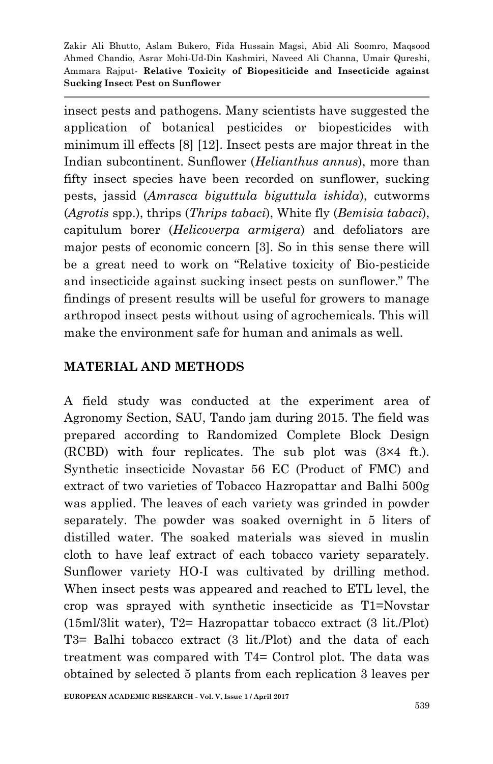insect pests and pathogens. Many scientists have suggested the application of botanical pesticides or biopesticides with minimum ill effects [8] [12]. Insect pests are major threat in the Indian subcontinent. Sunflower (*Helianthus annus*), more than fifty insect species have been recorded on sunflower, sucking pests, jassid (*Amrasca biguttula biguttula ishida*), cutworms (*Agrotis* spp.), thrips (*Thrips tabaci*), White fly (*Bemisia tabaci*), capitulum borer (*Helicoverpa armigera*) and defoliators are major pests of economic concern [3]. So in this sense there will be a great need to work on "Relative toxicity of Bio-pesticide and insecticide against sucking insect pests on sunflower." The findings of present results will be useful for growers to manage arthropod insect pests without using of agrochemicals. This will make the environment safe for human and animals as well.

## MATERIAL AND METHODS

A field study was conducted at the experiment area of Agronomy Section, SAU, Tando jam during 2015. The field was prepared according to Randomized Complete Block Design (RCBD) with four replicates. The sub plot was (3×4 ft.). Synthetic insecticide Novastar 56 EC (Product of FMC) and extract of two varieties of Tobacco Hazropattar and Balhi 500g was applied. The leaves of each variety was grinded in powder separately. The powder was soaked overnight in 5 liters of distilled water. The soaked materials was sieved in muslin cloth to have leaf extract of each tobacco variety separately. Sunflower variety HO-I was cultivated by drilling method. When insect pests was appeared and reached to ETL level, the crop was sprayed with synthetic insecticide as T1=Novstar (15ml/3lit water), T2= Hazropattar tobacco extract (3 lit./Plot) T3= Balhi tobacco extract (3 lit./Plot) and the data of each treatment was compared with T4= Control plot. The data was obtained by selected 5 plants from each replication 3 leaves per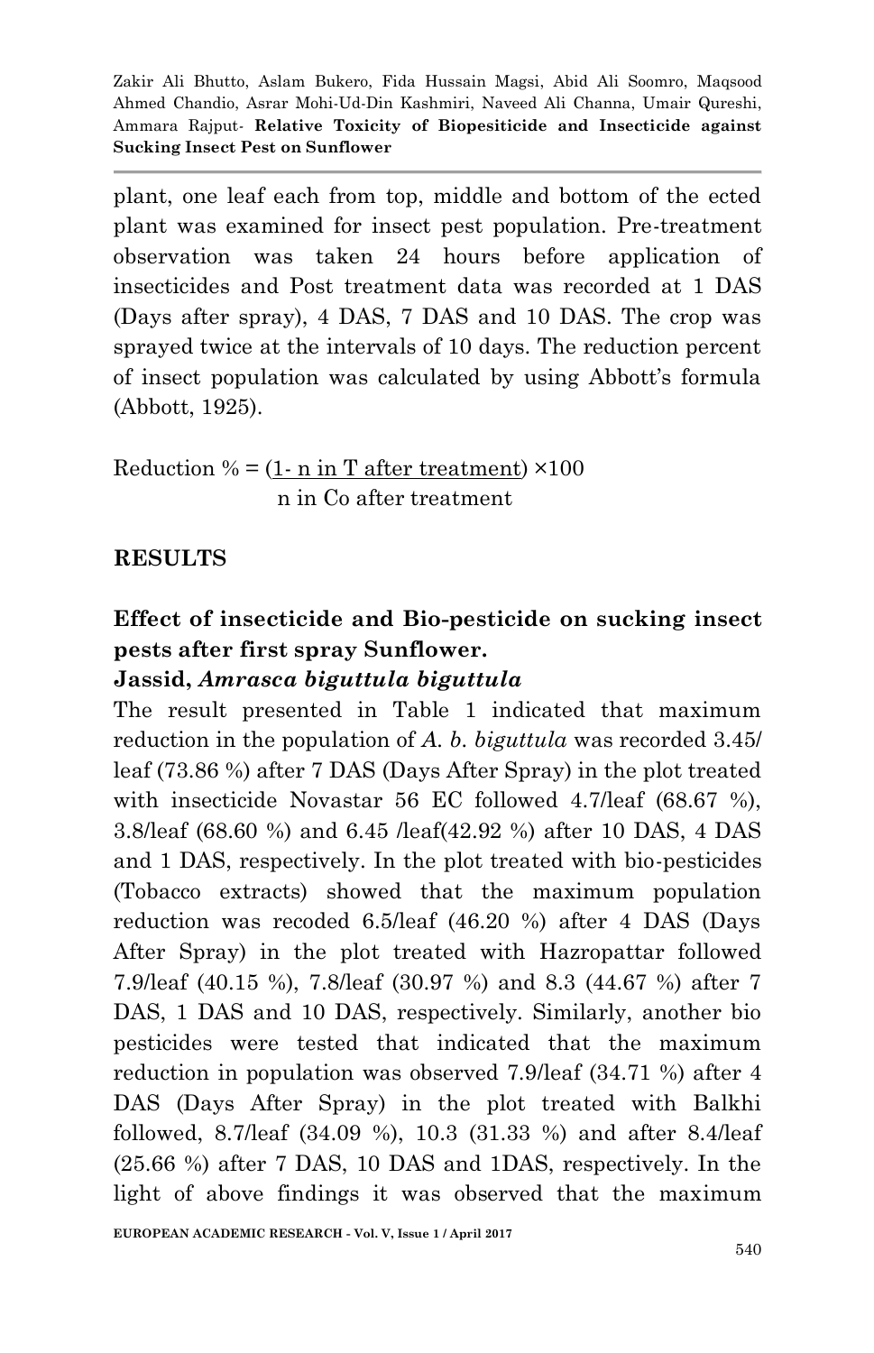plant, one leaf each from top, middle and bottom of the ected plant was examined for insect pest population. Pre-treatment observation was taken 24 hours before application of insecticides and Post treatment data was recorded at 1 DAS (Days after spray), 4 DAS, 7 DAS and 10 DAS. The crop was sprayed twice at the intervals of 10 days. The reduction percent of insect population was calculated by using Abbott's formula (Abbott, 1925).

$$\text{Reduction \%} = \left(1 - \frac{\text{n in T after treatment}}{\text{n in Co after treatment}}\right) \times 100$$

## RESULTS

### Effect of insecticide and Bio-pesticide on sucking insect pests after first spray Sunflower.

**Jassid, *Amrasca biguttula biguttula***

The result presented in Table 1 indicated that maximum reduction in the population of *A. b. biguttula* was recorded 3.45/ leaf (73.86 %) after 7 DAS (Days After Spray) in the plot treated with insecticide Novastar 56 EC followed 4.7/leaf (68.67 %), 3.8/leaf (68.60 %) and 6.45 /leaf(42.92 %) after 10 DAS, 4 DAS and 1 DAS, respectively. In the plot treated with bio-pesticides (Tobacco extracts) showed that the maximum population reduction was recoded 6.5/leaf (46.20 %) after 4 DAS (Days After Spray) in the plot treated with Hazropattar followed 7.9/leaf (40.15 %), 7.8/leaf (30.97 %) and 8.3 (44.67 %) after 7 DAS, 1 DAS and 10 DAS, respectively. Similarly, another bio pesticides were tested that indicated that the maximum reduction in population was observed 7.9/leaf (34.71 %) after 4 DAS (Days After Spray) in the plot treated with Balkhi followed, 8.7/leaf (34.09 %), 10.3 (31.33 %) and after 8.4/leaf (25.66 %) after 7 DAS, 10 DAS and 1DAS, respectively. In the light of above findings it was observed that the maximum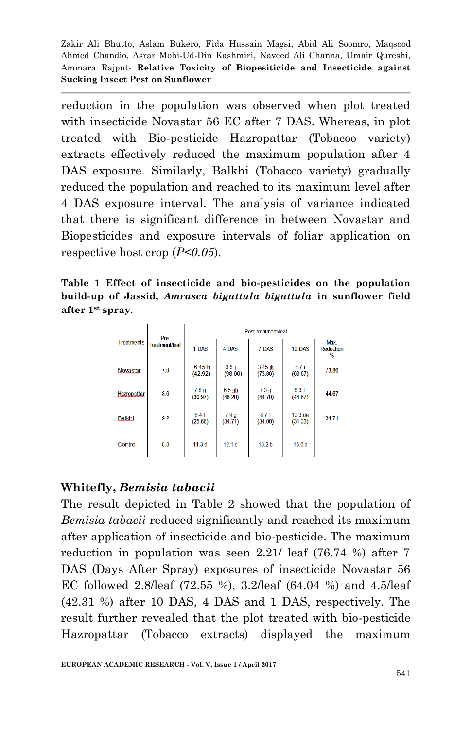reduction in the population was observed when plot treated with insecticide Novastar 56 EC after 7 DAS. Whereas, in plot treated with Bio-pesticide Hazropattar (Tobacoo variety) extracts effectively reduced the maximum population after 4 DAS exposure. Similarly, Balkhi (Tobacco variety) gradually reduced the population and reached to its maximum level after 4 DAS exposure interval. The analysis of variance indicated that there is significant difference in between Novastar and Biopesticides and exposure intervals of foliar application on respective host crop (*P<0.05*).

**Table 1 Effect of insecticide and bio-pesticides on the population build-up of Jassid, *Amrasca biguttula biguttula* in sunflower field after 1st spray.**

| Treatments | Pre-treatment/leaf | Post-treatment/leaf | | | | |
|---|---|---|---|---|---|---|
| | | 1 DAS | 4 DAS | 7 DAS | 10 DAS | Max. Reduction % |
| Novastar | 7.9 | 6.45 h (42.92) | 3.8 j (98.80) | 3.45 jk (73.86) | 4.7 i (68.67) | 73.86 |
| Hazropattar | 8.6 | 7.8 g (30.97) | 6.5 gh (46.20) | 7.3 g (44.70) | 8.3 f (44.67) | 44.67 |
| Balkhi | 9.2 | 8.4 f (25.66) | 7.9 g (34.71) | 8.7 f (34.09) | 10.3 de (31.33) | 34.71 |
| Control | 8.8 | 11.3 d | 12.1 c | 13.2 b | 15.0 a | |

## Whitefly, *Bemisia tabacii*

The result depicted in Table 2 showed that the population of *Bemisia tabacii* reduced significantly and reached its maximum after application of insecticide and bio-pesticide. The maximum reduction in population was seen 2.21/ leaf (76.74 %) after 7 DAS (Days After Spray) exposures of insecticide Novastar 56 EC followed 2.8/leaf (72.55 %), 3.2/leaf (64.04 %) and 4.5/leaf (42.31 %) after 10 DAS, 4 DAS and 1 DAS, respectively. The result further revealed that the plot treated with bio-pesticide Hazropattar (Tobacco extracts) displayed the maximum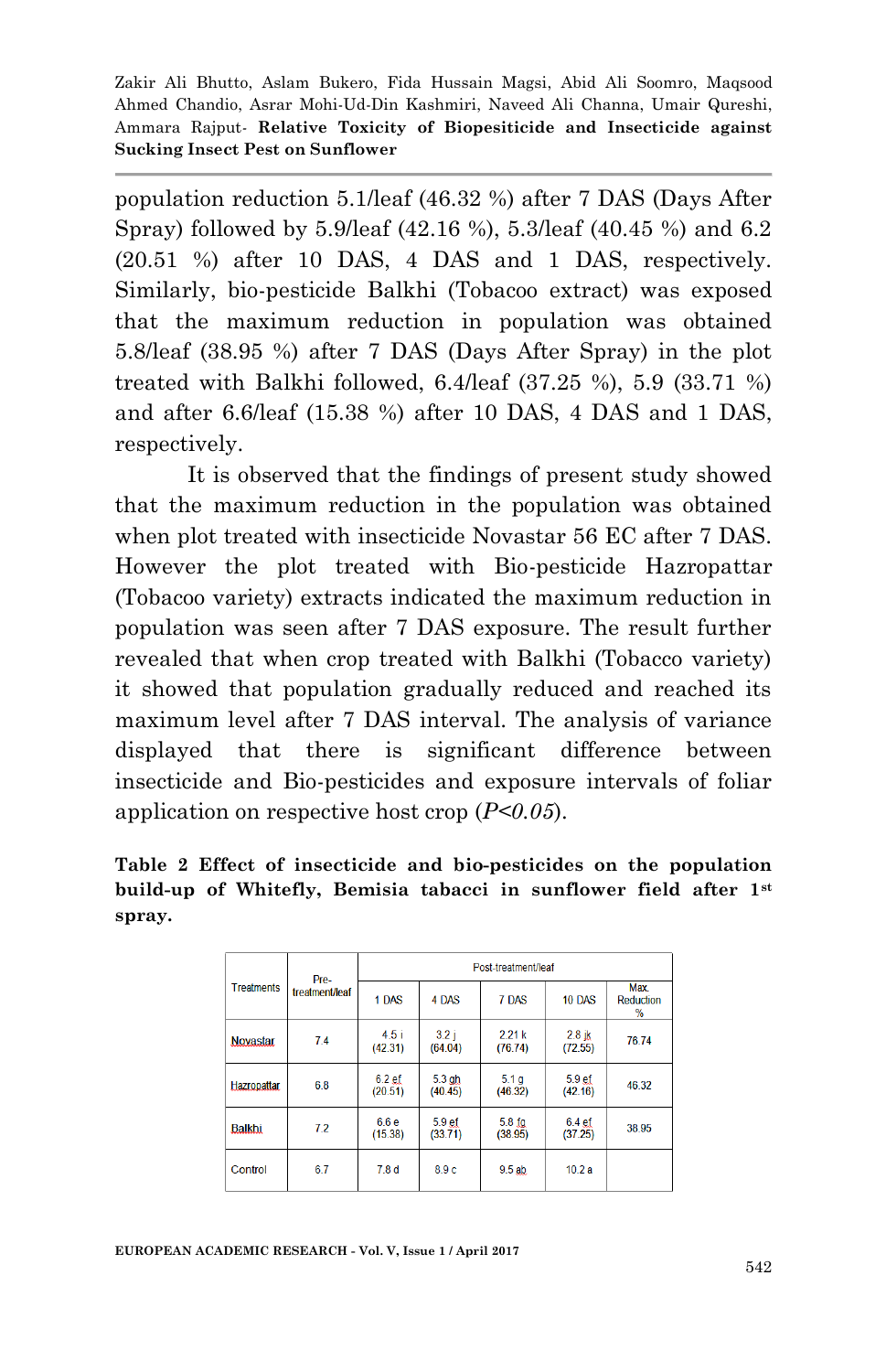population reduction 5.1/leaf (46.32 %) after 7 DAS (Days After Spray) followed by 5.9/leaf (42.16 %), 5.3/leaf (40.45 %) and 6.2 (20.51 %) after 10 DAS, 4 DAS and 1 DAS, respectively. Similarly, bio-pesticide Balkhi (Tobacoo extract) was exposed that the maximum reduction in population was obtained 5.8/leaf (38.95 %) after 7 DAS (Days After Spray) in the plot treated with Balkhi followed, 6.4/leaf (37.25 %), 5.9 (33.71 %) and after 6.6/leaf (15.38 %) after 10 DAS, 4 DAS and 1 DAS, respectively.

It is observed that the findings of present study showed that the maximum reduction in the population was obtained when plot treated with insecticide Novastar 56 EC after 7 DAS. However the plot treated with Bio-pesticide Hazropattar (Tobacoo variety) extracts indicated the maximum reduction in population was seen after 7 DAS exposure. The result further revealed that when crop treated with Balkhi (Tobacco variety) it showed that population gradually reduced and reached its maximum level after 7 DAS interval. The analysis of variance displayed that there is significant difference between insecticide and Bio-pesticides and exposure intervals of foliar application on respective host crop (*P<0.05*).

**Table 2 Effect of insecticide and bio-pesticides on the population build-up of Whitefly, Bemisia tabacci in sunflower field after 1st spray.**

| Treatments | Pre-treatment/leaf | Post-treatment/leaf | | | | |
|---|---|---|---|---|---|---|
| | | 1 DAS | 4 DAS | 7 DAS | 10 DAS | Max. Reduction % |
| Novastar | 7.4 | 4.5 i (42.31) | 3.2 j (64.04) | 2.21 k (76.74) | 2.8 jk (72.55) | 76.74 |
| Hazropattar | 6.8 | 6.2 ef (20.51) | 5.3 gh (40.45) | 5.1 g (46.32) | 5.9 ef (42.16) | 46.32 |
| Balkhi | 7.2 | 6.6 e (15.38) | 5.9 ef (33.71) | 5.8 fg (38.95) | 6.4 ef (37.25) | 38.95 |
| Control | 6.7 | 7.8 d | 8.9 c | 9.5 ab | 10.2 a | |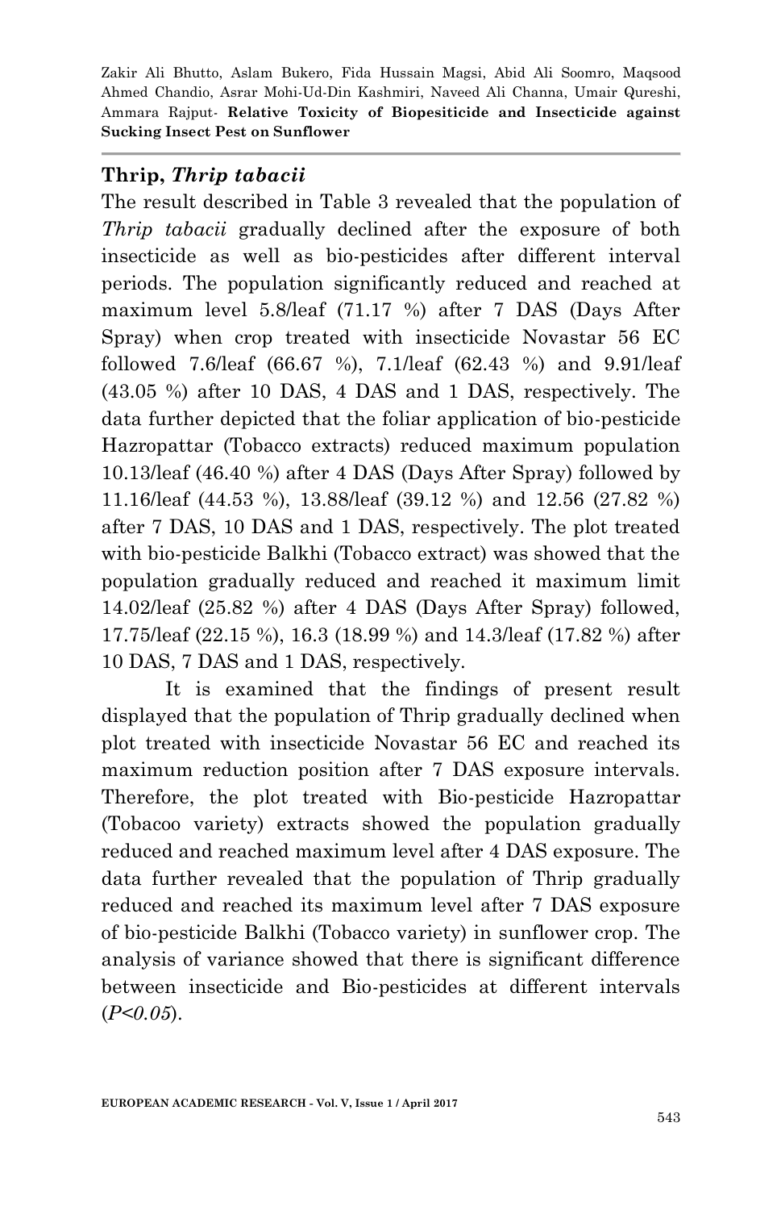### Thrip, *Thrip tabacii*

The result described in Table 3 revealed that the population of *Thrip tabacii* gradually declined after the exposure of both insecticide as well as bio-pesticides after different interval periods. The population significantly reduced and reached at maximum level 5.8/leaf (71.17 %) after 7 DAS (Days After Spray) when crop treated with insecticide Novastar 56 EC followed 7.6/leaf (66.67 %), 7.1/leaf (62.43 %) and 9.91/leaf (43.05 %) after 10 DAS, 4 DAS and 1 DAS, respectively. The data further depicted that the foliar application of bio-pesticide Hazropattar (Tobacco extracts) reduced maximum population 10.13/leaf (46.40 %) after 4 DAS (Days After Spray) followed by 11.16/leaf (44.53 %), 13.88/leaf (39.12 %) and 12.56 (27.82 %) after 7 DAS, 10 DAS and 1 DAS, respectively. The plot treated with bio-pesticide Balkhi (Tobacco extract) was showed that the population gradually reduced and reached it maximum limit 14.02/leaf (25.82 %) after 4 DAS (Days After Spray) followed, 17.75/leaf (22.15 %), 16.3 (18.99 %) and 14.3/leaf (17.82 %) after 10 DAS, 7 DAS and 1 DAS, respectively.

It is examined that the findings of present result displayed that the population of Thrip gradually declined when plot treated with insecticide Novastar 56 EC and reached its maximum reduction position after 7 DAS exposure intervals. Therefore, the plot treated with Bio-pesticide Hazropattar (Tobacoo variety) extracts showed the population gradually reduced and reached maximum level after 4 DAS exposure. The data further revealed that the population of Thrip gradually reduced and reached its maximum level after 7 DAS exposure of bio-pesticide Balkhi (Tobacco variety) in sunflower crop. The analysis of variance showed that there is significant difference between insecticide and Bio-pesticides at different intervals ($P<0.05$).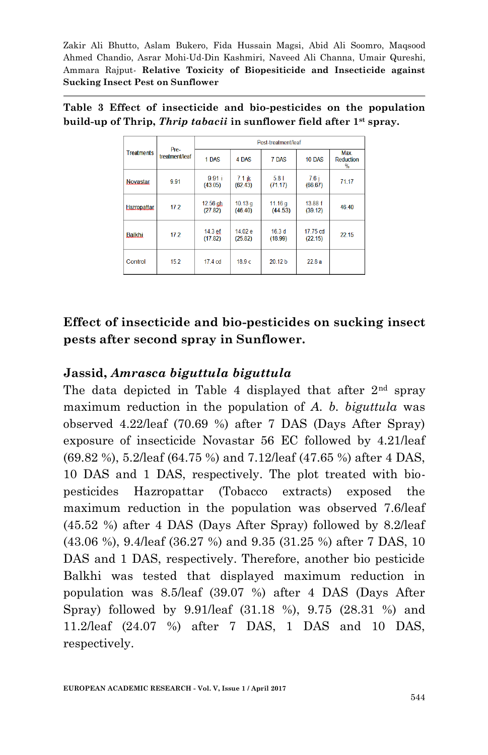**Table 3 Effect of insecticide and bio-pesticides on the population build-up of Thrip, *Thrip tabacii* in sunflower field after 1st spray.**

| Treatments | Pre-treatment/leaf | Post-treatment/leaf | | | | |
|---|---|---|---|---|---|---|
| | | 1 DAS | 4 DAS | 7 DAS | 10 DAS | Max. Reduction % |
| Novastar | 9.91 | 9.91 i (43.05) | 7.1 jk (62.43) | 5.8 l (71.17) | 7.6 j (66.67) | 71.17 |
| Hazropattar | 17.2 | 12.56 gh (27.82) | 10.13 g (46.40) | 11.16 g (44.53) | 13.88 f (39.12) | 46.40 |
| Balkhi | 17.2 | 14.3 ef (17.82) | 14.02 e (25.82) | 16.3 d (18.99) | 17.75 cd (22.15) | 22.15 |
| Control | 15.2 | 17.4 cd | 18.9 c | 20.12 b | 22.8 a | |

## Effect of insecticide and bio-pesticides on sucking insect pests after second spray in Sunflower.

### Jassid, *Amrasca biguttula biguttula*

The data depicted in Table 4 displayed that after 2nd spray maximum reduction in the population of *A. b. biguttula* was observed 4.22/leaf (70.69 %) after 7 DAS (Days After Spray) exposure of insecticide Novastar 56 EC followed by 4.21/leaf (69.82 %), 5.2/leaf (64.75 %) and 7.12/leaf (47.65 %) after 4 DAS, 10 DAS and 1 DAS, respectively. The plot treated with bio-pesticides Hazropattar (Tobacco extracts) exposed the maximum reduction in the population was observed 7.6/leaf (45.52 %) after 4 DAS (Days After Spray) followed by 8.2/leaf (43.06 %), 9.4/leaf (36.27 %) and 9.35 (31.25 %) after 7 DAS, 10 DAS and 1 DAS, respectively. Therefore, another bio pesticide Balkhi was tested that displayed maximum reduction in population was 8.5/leaf (39.07 %) after 4 DAS (Days After Spray) followed by 9.91/leaf (31.18 %), 9.75 (28.31 %) and 11.2/leaf (24.07 %) after 7 DAS, 1 DAS and 10 DAS, respectively.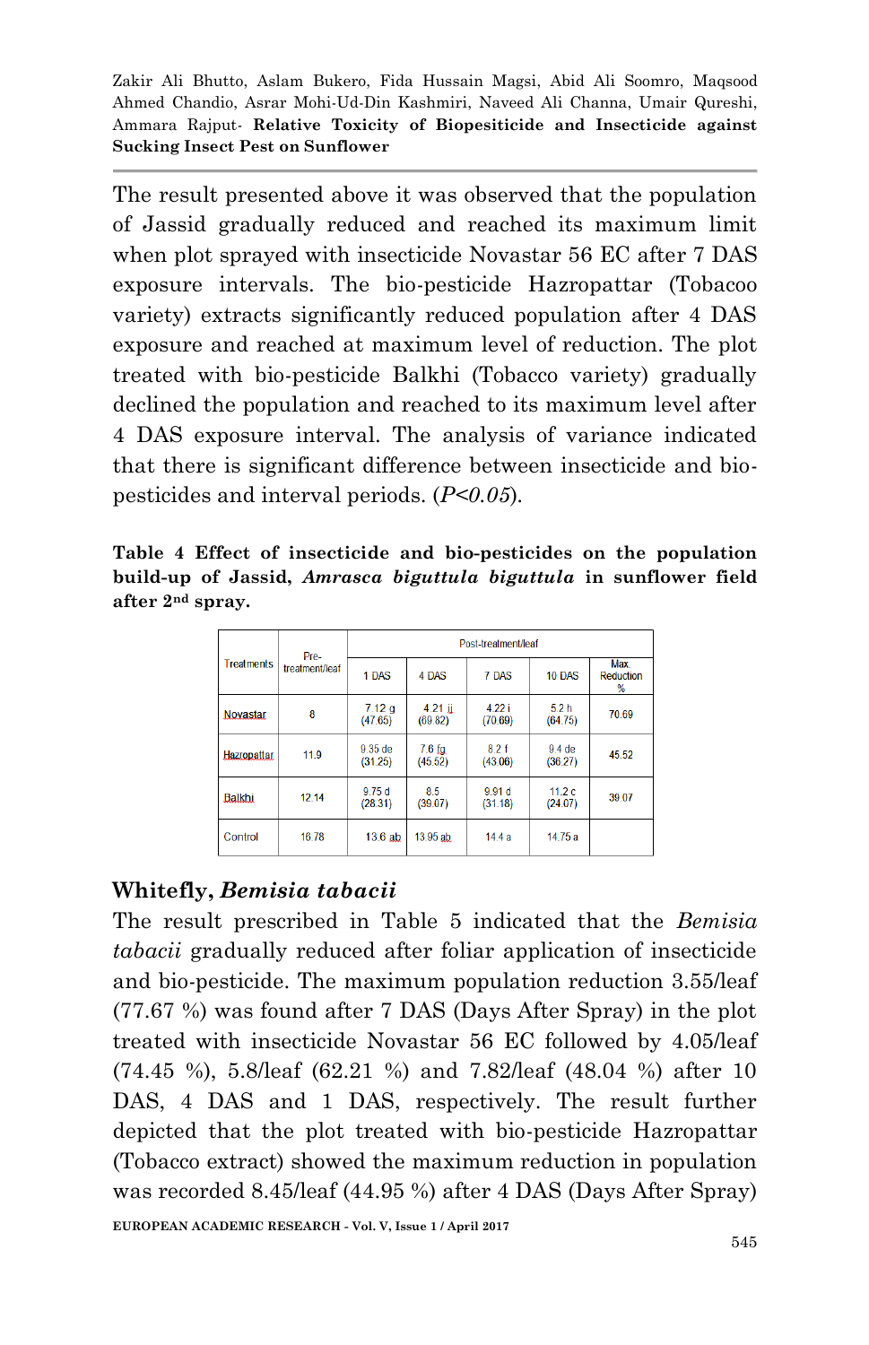The result presented above it was observed that the population of Jassid gradually reduced and reached its maximum limit when plot sprayed with insecticide Novastar 56 EC after 7 DAS exposure intervals. The bio-pesticide Hazropattar (Tobacoo variety) extracts significantly reduced population after 4 DAS exposure and reached at maximum level of reduction. The plot treated with bio-pesticide Balkhi (Tobacco variety) gradually declined the population and reached to its maximum level after 4 DAS exposure interval. The analysis of variance indicated that there is significant difference between insecticide and bio-pesticides and interval periods. (*P<0.05*).

**Table 4 Effect of insecticide and bio-pesticides on the population build-up of Jassid, *Amrasca biguttula biguttula* in sunflower field after 2nd spray.**

| Treatments | Pre-treatment/leaf | Post-treatment/leaf | | | | |
|---|---|---|---|---|---|---|
| | | 1 DAS | 4 DAS | 7 DAS | 10 DAS | Max. Reduction % |
| Novastar | 8 | 7.12 g (47.65) | 4.21 ij (69.82) | 4.22 i (70.69) | 5.2 h (64.75) | 70.69 |
| Hazropattar | 11.9 | 9.35 de (31.25) | 7.6 fg (45.52) | 8.2 f (43.06) | 9.4 de (36.27) | 45.52 |
| Balkhi | 12.14 | 9.75 d (28.31) | 8.5 (39.07) | 9.91 d (31.18) | 11.2 c (24.07) | 39.07 |
| Control | 16.78 | 13.6 ab | 13.95 ab | 14.4 a | 14.75 a | |

## Whitefly, *Bemisia tabacii*

The result prescribed in Table 5 indicated that the *Bemisia tabacii* gradually reduced after foliar application of insecticide and bio-pesticide. The maximum population reduction 3.55/leaf (77.67 %) was found after 7 DAS (Days After Spray) in the plot treated with insecticide Novastar 56 EC followed by 4.05/leaf (74.45 %), 5.8/leaf (62.21 %) and 7.82/leaf (48.04 %) after 10 DAS, 4 DAS and 1 DAS, respectively. The result further depicted that the plot treated with bio-pesticide Hazropattar (Tobacco extract) showed the maximum reduction in population was recorded 8.45/leaf (44.95 %) after 4 DAS (Days After Spray)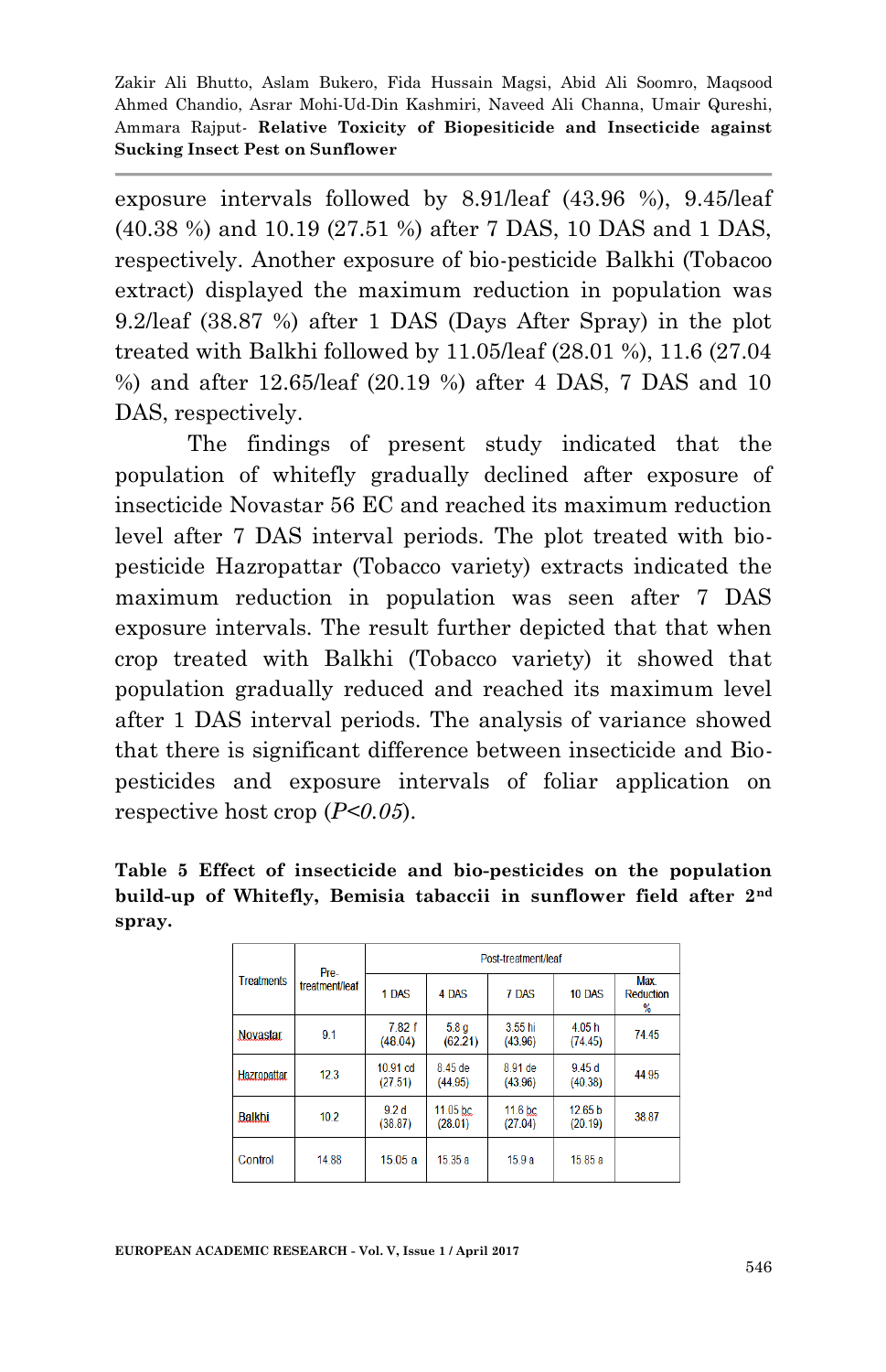exposure intervals followed by 8.91/leaf (43.96 %), 9.45/leaf (40.38 %) and 10.19 (27.51 %) after 7 DAS, 10 DAS and 1 DAS, respectively. Another exposure of bio-pesticide Balkhi (Tobacoo extract) displayed the maximum reduction in population was 9.2/leaf (38.87 %) after 1 DAS (Days After Spray) in the plot treated with Balkhi followed by 11.05/leaf (28.01 %), 11.6 (27.04 %) and after 12.65/leaf (20.19 %) after 4 DAS, 7 DAS and 10 DAS, respectively.

The findings of present study indicated that the population of whitefly gradually declined after exposure of insecticide Novastar 56 EC and reached its maximum reduction level after 7 DAS interval periods. The plot treated with bio-pesticide Hazropattar (Tobacco variety) extracts indicated the maximum reduction in population was seen after 7 DAS exposure intervals. The result further depicted that that when crop treated with Balkhi (Tobacco variety) it showed that population gradually reduced and reached its maximum level after 1 DAS interval periods. The analysis of variance showed that there is significant difference between insecticide and Bio-pesticides and exposure intervals of foliar application on respective host crop (*P<0.05*).

**Table 5 Effect of insecticide and bio-pesticides on the population build-up of Whitefly, Bemisia tabaccii in sunflower field after 2nd spray.**

| Treatments | Pre-treatment/leaf | Post-treatment/leaf | | | | |
|---|---|---|---|---|---|---|
| | | 1 DAS | 4 DAS | 7 DAS | 10 DAS | Max. Reduction % |
| Novastar | 9.1 | 7.82 f (48.04) | 5.8 g (62.21) | 3.55 hi (43.96) | 4.05 h (74.45) | 74.45 |
| Hazropattar | 12.3 | 10.91 cd (27.51) | 8.45 de (44.95) | 8.91 de (43.96) | 9.45 d (40.38) | 44.95 |
| Balkhi | 10.2 | 9.2 d (38.87) | 11.05 bc (28.01) | 11.6 bc (27.04) | 12.65 b (20.19) | 38.87 |
| Control | 14.88 | 15.05 a | 15.35 a | 15.9 a | 15.85 a | |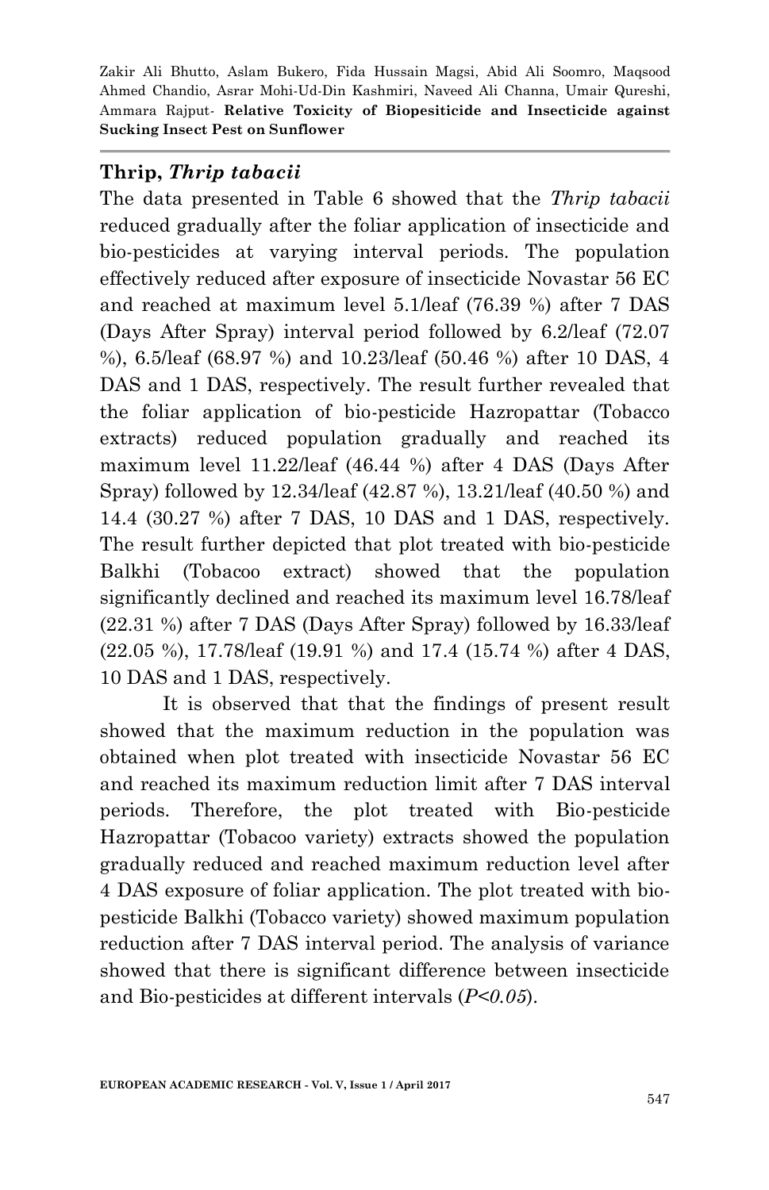## Thrip, *Thrip tabacii*

The data presented in Table 6 showed that the *Thrip tabacii* reduced gradually after the foliar application of insecticide and bio-pesticides at varying interval periods. The population effectively reduced after exposure of insecticide Novastar 56 EC and reached at maximum level 5.1/leaf (76.39 %) after 7 DAS (Days After Spray) interval period followed by 6.2/leaf (72.07 %), 6.5/leaf (68.97 %) and 10.23/leaf (50.46 %) after 10 DAS, 4 DAS and 1 DAS, respectively. The result further revealed that the foliar application of bio-pesticide Hazropattar (Tobacco extracts) reduced population gradually and reached its maximum level 11.22/leaf (46.44 %) after 4 DAS (Days After Spray) followed by 12.34/leaf (42.87 %), 13.21/leaf (40.50 %) and 14.4 (30.27 %) after 7 DAS, 10 DAS and 1 DAS, respectively. The result further depicted that plot treated with bio-pesticide Balkhi (Tobacoo extract) showed that the population significantly declined and reached its maximum level 16.78/leaf (22.31 %) after 7 DAS (Days After Spray) followed by 16.33/leaf (22.05 %), 17.78/leaf (19.91 %) and 17.4 (15.74 %) after 4 DAS, 10 DAS and 1 DAS, respectively.

It is observed that that the findings of present result showed that the maximum reduction in the population was obtained when plot treated with insecticide Novastar 56 EC and reached its maximum reduction limit after 7 DAS interval periods. Therefore, the plot treated with Bio-pesticide Hazropattar (Tobacoo variety) extracts showed the population gradually reduced and reached maximum reduction level after 4 DAS exposure of foliar application. The plot treated with bio-pesticide Balkhi (Tobacco variety) showed maximum population reduction after 7 DAS interval period. The analysis of variance showed that there is significant difference between insecticide and Bio-pesticides at different intervals ($P<0.05$).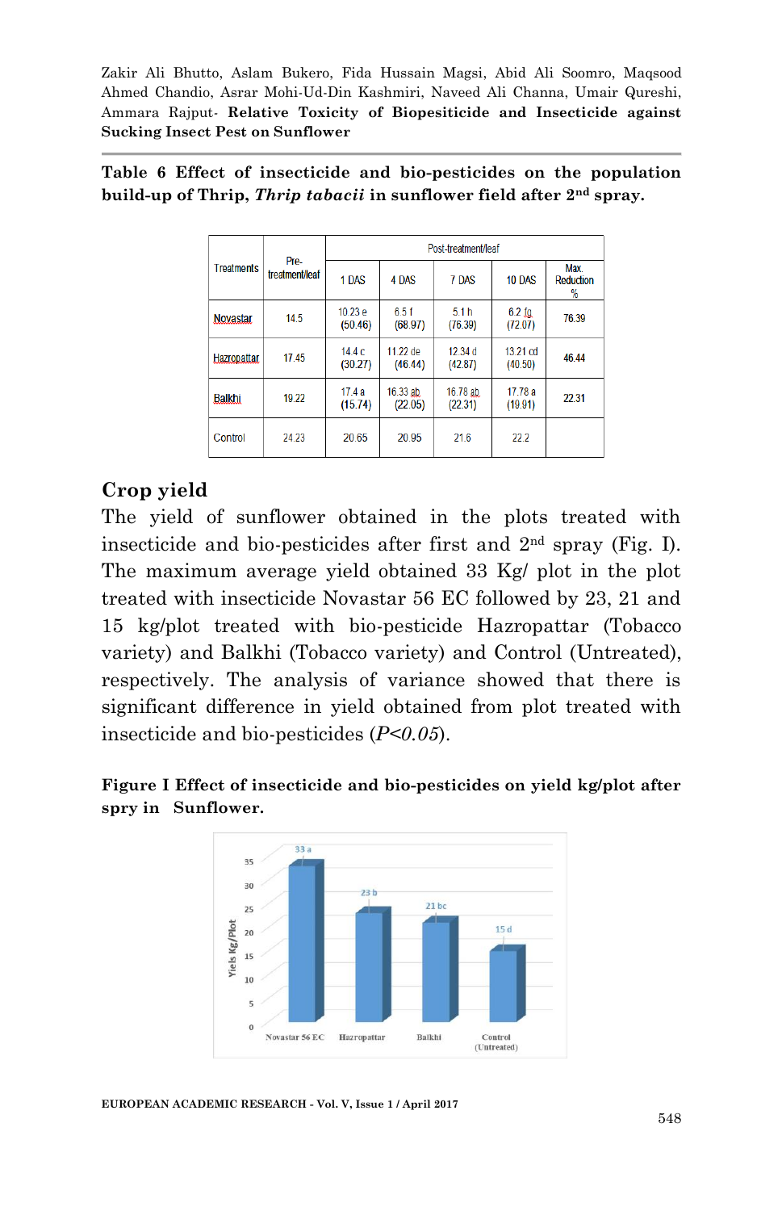**Table 6 Effect of insecticide and bio-pesticides on the population build-up of Thrip, *Thrip tabacii* in sunflower field after 2nd spray.**

| Treatments | Pre-treatment/leaf | Post-treatment/leaf | | | | |
|---|---|---|---|---|---|---|
| | | 1 DAS | 4 DAS | 7 DAS | 10 DAS | Max. Reduction % |
| Novastar | 14.5 | 10.23 e (50.46) | 6.5 f (68.97) | 5.1 h (76.39) | 6.2 fg (72.07) | 76.39 |
| Hazropattar | 17.45 | 14.4 c (30.27) | 11.22 de (46.44) | 12.34 d (42.87) | 13.21 cd (40.50) | 46.44 |
| Balkhi | 19.22 | 17.4 a (15.74) | 16.33 ab (22.05) | 16.78 ab (22.31) | 17.78 a (19.91) | 22.31 |
| Control | 24.23 | 20.65 | 20.95 | 21.6 | 22.2 | |

## Crop yield

The yield of sunflower obtained in the plots treated with insecticide and bio-pesticides after first and 2nd spray (Fig. I). The maximum average yield obtained 33 Kg/ plot in the plot treated with insecticide Novastar 56 EC followed by 23, 21 and 15 kg/plot treated with bio-pesticide Hazropattar (Tobacco variety) and Balkhi (Tobacco variety) and Control (Untreated), respectively. The analysis of variance showed that there is significant difference in yield obtained from plot treated with insecticide and bio-pesticides ($P<0.05$).

**Figure I Effect of insecticide and bio-pesticides on yield kg/plot after spry in Sunflower.**

| Treatment | Yiels Kg/Plot |
|---|---|
| Novastar 56 EC | 33 a |
| Hazropattar | 23 b |
| Balkhi | 21 bc |
| Control (Untreated) | 15 d |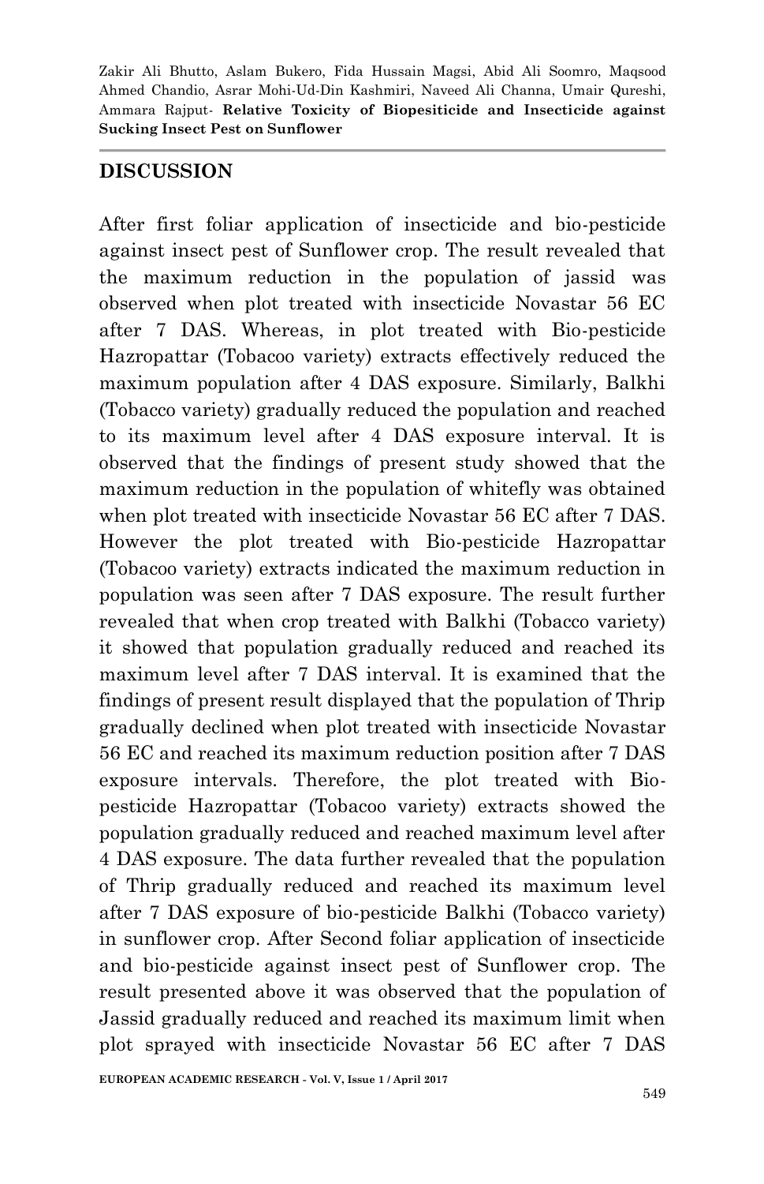## DISCUSSION

After first foliar application of insecticide and bio-pesticide against insect pest of Sunflower crop. The result revealed that the maximum reduction in the population of jassid was observed when plot treated with insecticide Novastar 56 EC after 7 DAS. Whereas, in plot treated with Bio-pesticide Hazropattar (Tobacoo variety) extracts effectively reduced the maximum population after 4 DAS exposure. Similarly, Balkhi (Tobacco variety) gradually reduced the population and reached to its maximum level after 4 DAS exposure interval. It is observed that the findings of present study showed that the maximum reduction in the population of whitefly was obtained when plot treated with insecticide Novastar 56 EC after 7 DAS. However the plot treated with Bio-pesticide Hazropattar (Tobacoo variety) extracts indicated the maximum reduction in population was seen after 7 DAS exposure. The result further revealed that when crop treated with Balkhi (Tobacco variety) it showed that population gradually reduced and reached its maximum level after 7 DAS interval. It is examined that the findings of present result displayed that the population of Thrip gradually declined when plot treated with insecticide Novastar 56 EC and reached its maximum reduction position after 7 DAS exposure intervals. Therefore, the plot treated with Bio-pesticide Hazropattar (Tobacoo variety) extracts showed the population gradually reduced and reached maximum level after 4 DAS exposure. The data further revealed that the population of Thrip gradually reduced and reached its maximum level after 7 DAS exposure of bio-pesticide Balkhi (Tobacco variety) in sunflower crop. After Second foliar application of insecticide and bio-pesticide against insect pest of Sunflower crop. The result presented above it was observed that the population of Jassid gradually reduced and reached its maximum limit when plot sprayed with insecticide Novastar 56 EC after 7 DAS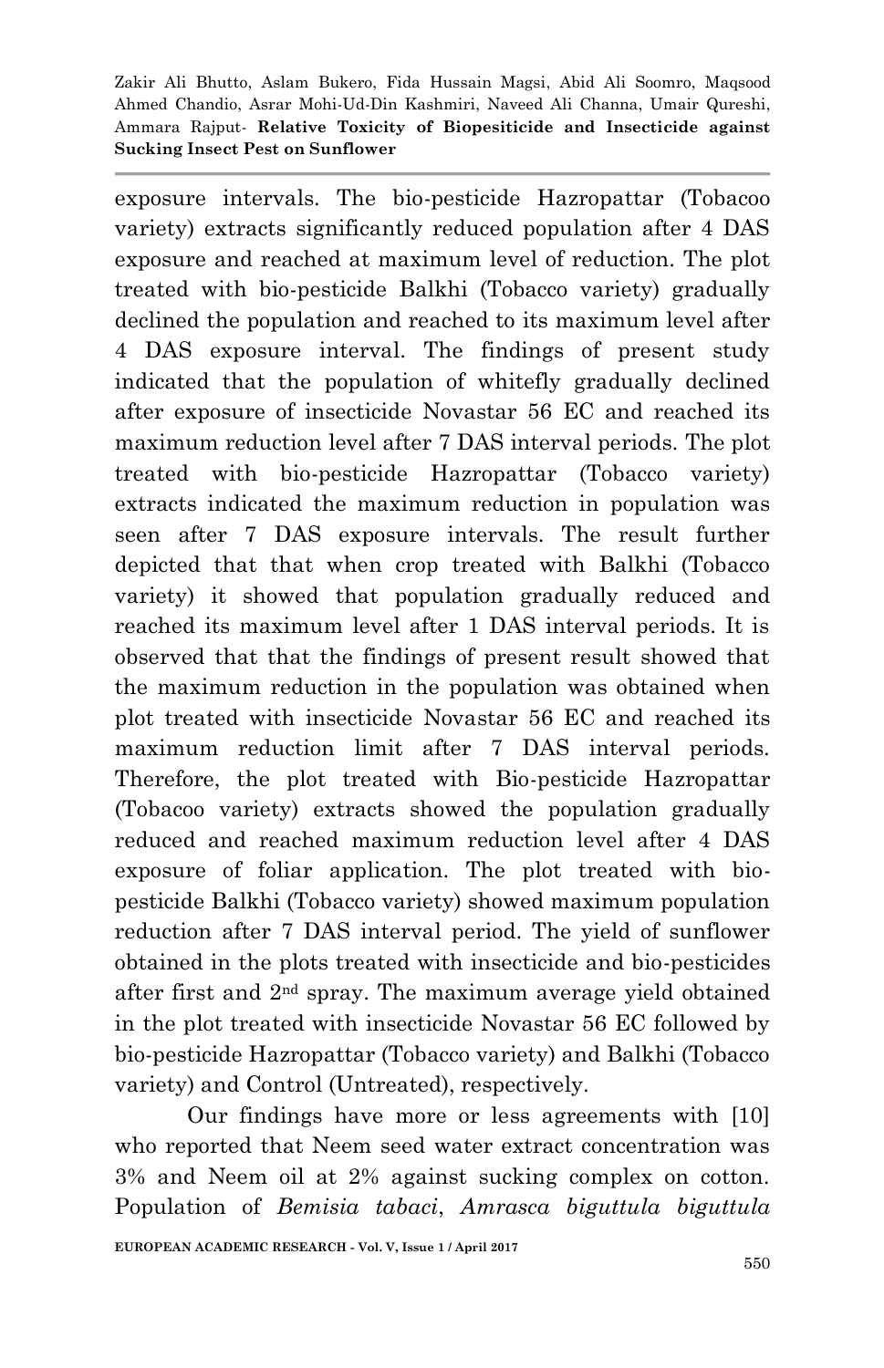exposure intervals. The bio-pesticide Hazropattar (Tobacoo variety) extracts significantly reduced population after 4 DAS exposure and reached at maximum level of reduction. The plot treated with bio-pesticide Balkhi (Tobacco variety) gradually declined the population and reached to its maximum level after 4 DAS exposure interval. The findings of present study indicated that the population of whitefly gradually declined after exposure of insecticide Novastar 56 EC and reached its maximum reduction level after 7 DAS interval periods. The plot treated with bio-pesticide Hazropattar (Tobacco variety) extracts indicated the maximum reduction in population was seen after 7 DAS exposure intervals. The result further depicted that that when crop treated with Balkhi (Tobacco variety) it showed that population gradually reduced and reached its maximum level after 1 DAS interval periods. It is observed that that the findings of present result showed that the maximum reduction in the population was obtained when plot treated with insecticide Novastar 56 EC and reached its maximum reduction limit after 7 DAS interval periods. Therefore, the plot treated with Bio-pesticide Hazropattar (Tobacoo variety) extracts showed the population gradually reduced and reached maximum reduction level after 4 DAS exposure of foliar application. The plot treated with bio-pesticide Balkhi (Tobacco variety) showed maximum population reduction after 7 DAS interval period. The yield of sunflower obtained in the plots treated with insecticide and bio-pesticides after first and 2nd spray. The maximum average yield obtained in the plot treated with insecticide Novastar 56 EC followed by bio-pesticide Hazropattar (Tobacco variety) and Balkhi (Tobacco variety) and Control (Untreated), respectively.

Our findings have more or less agreements with [10] who reported that Neem seed water extract concentration was 3% and Neem oil at 2% against sucking complex on cotton. Population of *Bemisia tabaci*, *Amrasca biguttula biguttula*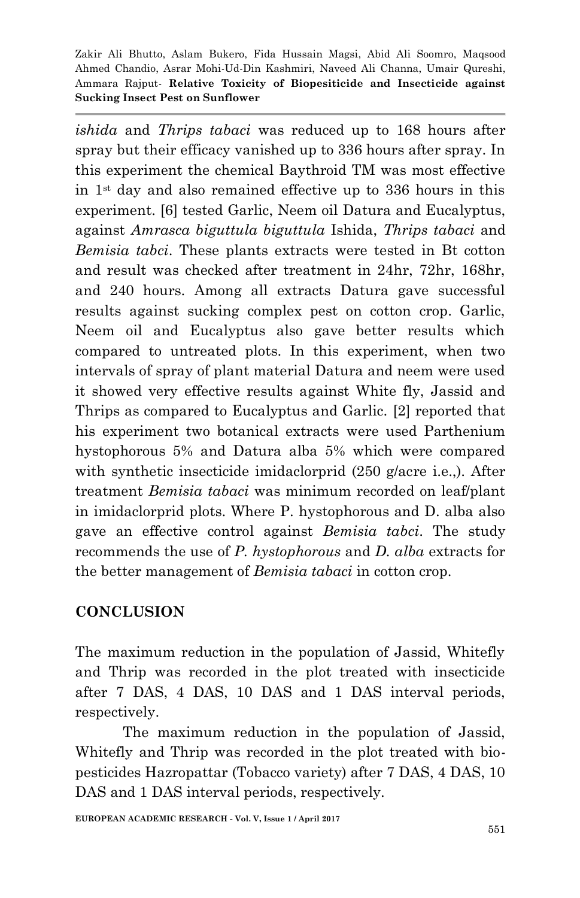*ishida* and *Thrips tabaci* was reduced up to 168 hours after spray but their efficacy vanished up to 336 hours after spray. In this experiment the chemical Baythroid TM was most effective in 1st day and also remained effective up to 336 hours in this experiment. [6] tested Garlic, Neem oil Datura and Eucalyptus, against *Amrasca biguttula biguttula* Ishida, *Thrips tabaci* and *Bemisia tabci*. These plants extracts were tested in Bt cotton and result was checked after treatment in 24hr, 72hr, 168hr, and 240 hours. Among all extracts Datura gave successful results against sucking complex pest on cotton crop. Garlic, Neem oil and Eucalyptus also gave better results which compared to untreated plots. In this experiment, when two intervals of spray of plant material Datura and neem were used it showed very effective results against White fly, Jassid and Thrips as compared to Eucalyptus and Garlic. [2] reported that his experiment two botanical extracts were used Parthenium hystophorous 5% and Datura alba 5% which were compared with synthetic insecticide imidaclorprid (250 g/acre i.e.,). After treatment *Bemisia tabaci* was minimum recorded on leaf/plant in imidaclorprid plots. Where P. hystophorous and D. alba also gave an effective control against *Bemisia tabci*. The study recommends the use of *P. hystophorous* and *D. alba* extracts for the better management of *Bemisia tabaci* in cotton crop.

## CONCLUSION

The maximum reduction in the population of Jassid, Whitefly and Thrip was recorded in the plot treated with insecticide after 7 DAS, 4 DAS, 10 DAS and 1 DAS interval periods, respectively.

The maximum reduction in the population of Jassid, Whitefly and Thrip was recorded in the plot treated with bio-pesticides Hazropattar (Tobacco variety) after 7 DAS, 4 DAS, 10 DAS and 1 DAS interval periods, respectively.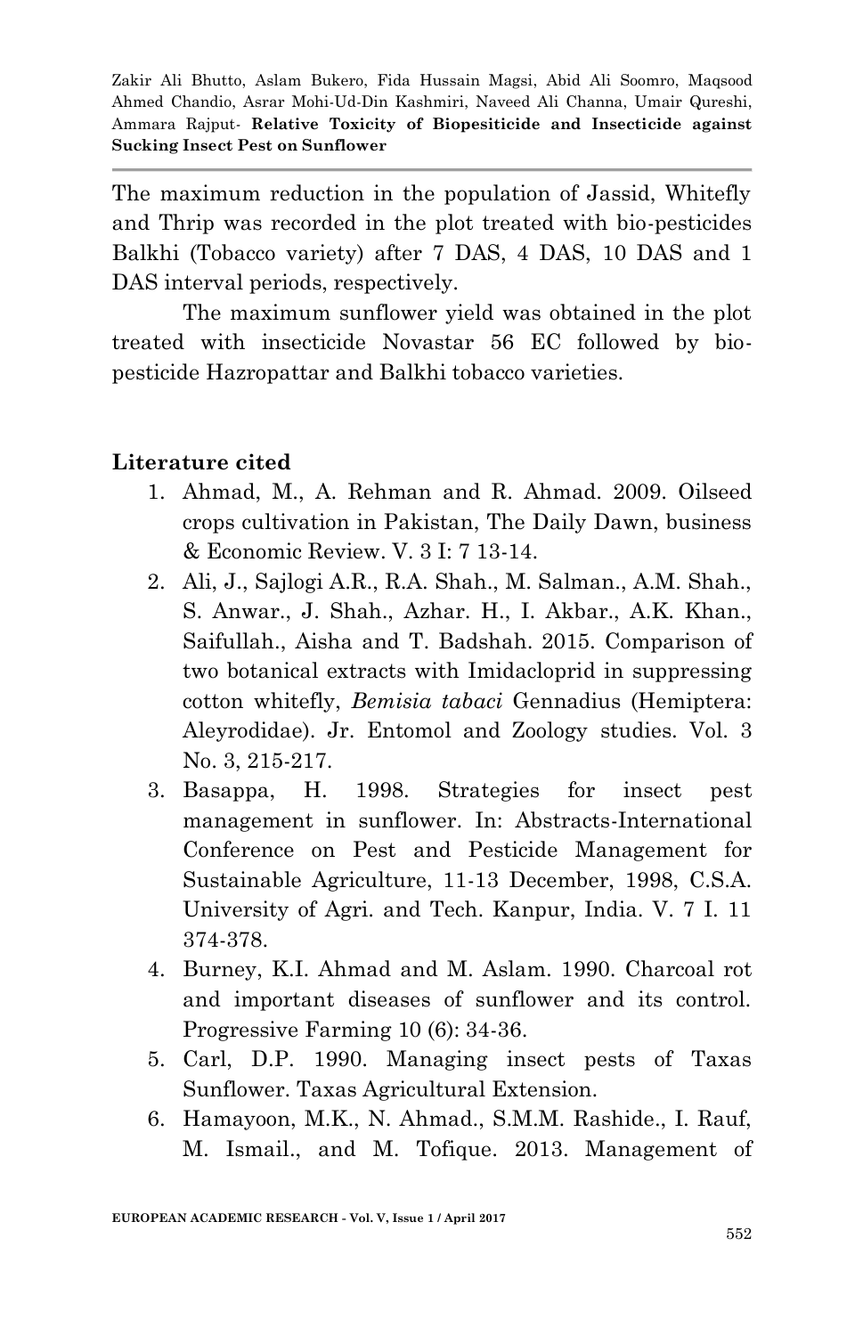The maximum reduction in the population of Jassid, Whitefly and Thrip was recorded in the plot treated with bio-pesticides Balkhi (Tobacco variety) after 7 DAS, 4 DAS, 10 DAS and 1 DAS interval periods, respectively.

The maximum sunflower yield was obtained in the plot treated with insecticide Novastar 56 EC followed by bio-pesticide Hazropattar and Balkhi tobacco varieties.

## Literature cited

1. Ahmad, M., A. Rehman and R. Ahmad. 2009. Oilseed crops cultivation in Pakistan, The Daily Dawn, business & Economic Review. V. 3 I: 7 13-14.
2. Ali, J., Sajlogi A.R., R.A. Shah., M. Salman., A.M. Shah., S. Anwar., J. Shah., Azhar. H., I. Akbar., A.K. Khan., Saifullah., Aisha and T. Badshah. 2015. Comparison of two botanical extracts with Imidacloprid in suppressing cotton whitefly, *Bemisia tabaci* Gennadius (Hemiptera: Aleyrodidae). Jr. Entomol and Zoology studies. Vol. 3 No. 3, 215-217.
3. Basappa, H. 1998. Strategies for insect pest management in sunflower. In: Abstracts-International Conference on Pest and Pesticide Management for Sustainable Agriculture, 11-13 December, 1998, C.S.A. University of Agri. and Tech. Kanpur, India. V. 7 I. 11 374-378.
4. Burney, K.I. Ahmad and M. Aslam. 1990. Charcoal rot and important diseases of sunflower and its control. Progressive Farming 10 (6): 34-36.
5. Carl, D.P. 1990. Managing insect pests of Taxas Sunflower. Taxas Agricultural Extension.
6. Hamayoon, M.K., N. Ahmad., S.M.M. Rashide., I. Rauf, M. Ismail., and M. Tofique. 2013. Management of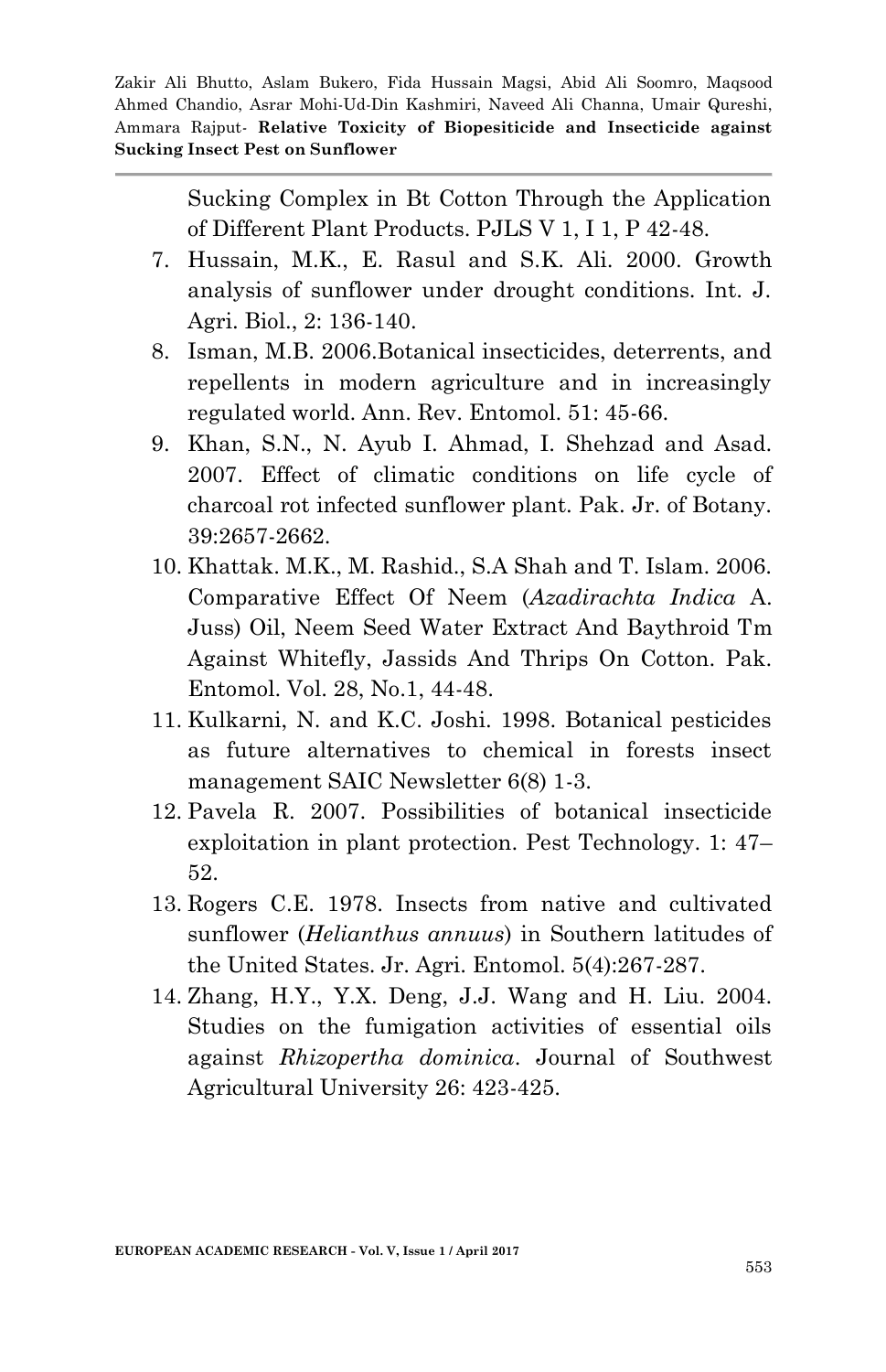Sucking Complex in Bt Cotton Through the Application of Different Plant Products. PJLS V 1, I 1, P 42-48.

7. Hussain, M.K., E. Rasul and S.K. Ali. 2000. Growth analysis of sunflower under drought conditions. Int. J. Agri. Biol., 2: 136-140.
8. Isman, M.B. 2006.Botanical insecticides, deterrents, and repellents in modern agriculture and in increasingly regulated world. Ann. Rev. Entomol. 51: 45-66.
9. Khan, S.N., N. Ayub I. Ahmad, I. Shehzad and Asad. 2007. Effect of climatic conditions on life cycle of charcoal rot infected sunflower plant. Pak. Jr. of Botany. 39:2657-2662.
10. Khattak. M.K., M. Rashid., S.A Shah and T. Islam. 2006. Comparative Effect Of Neem (*Azadirachta Indica* A. Juss) Oil, Neem Seed Water Extract And Baythroid Tm Against Whitefly, Jassids And Thrips On Cotton. Pak. Entomol. Vol. 28, No.1, 44-48.
11. Kulkarni, N. and K.C. Joshi. 1998. Botanical pesticides as future alternatives to chemical in forests insect management SAIC Newsletter 6(8) 1-3.
12. Pavela R. 2007. Possibilities of botanical insecticide exploitation in plant protection. Pest Technology. 1: 47–52.
13. Rogers C.E. 1978. Insects from native and cultivated sunflower (*Helianthus annuus*) in Southern latitudes of the United States. Jr. Agri. Entomol. 5(4):267-287.
14. Zhang, H.Y., Y.X. Deng, J.J. Wang and H. Liu. 2004. Studies on the fumigation activities of essential oils against *Rhizopertha dominica*. Journal of Southwest Agricultural University 26: 423-425.